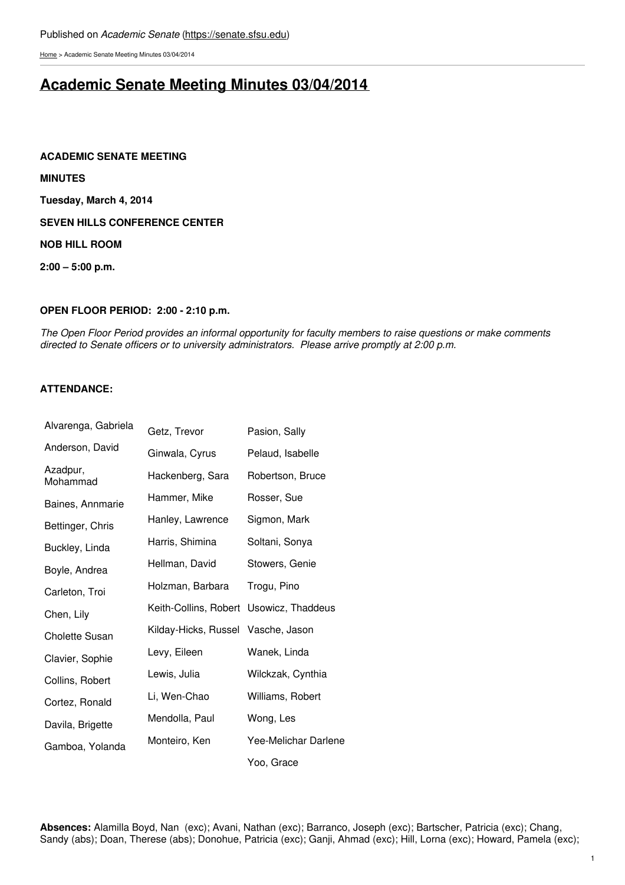Published on *Academic Senate* (https://senate.sfsu.edu)

Home > Academic Senate Meeting Minutes 03/04/2014

# Academic Senate Meeting Minutes 03/04/2014

**ACADEMIC SENATE MEETING**

**MINUTES**

**Tuesday, March 4, 2014**

**SEVEN HILLS CONFERENCE CENTER**

**NOB HILL ROOM**

**2:00 – 5:00 p.m.**

**OPEN FLOOR PERIOD: 2:00 - 2:10 p.m.**

*The Open Floor Period provides an informal opportunity for faculty members to raise questions or make comments directed to Senate officers or to university administrators. Please arrive promptly at 2:00 p.m.*

**ATTENDANCE:**

| | | |
|---|---|---|
| Alvarenga, Gabriela | Getz, Trevor | Pasion, Sally |
| Anderson, David | Ginwala, Cyrus | Pelaud, Isabelle |
| Azadpur, Mohammad | Hackenberg, Sara | Robertson, Bruce |
| Baines, Annmarie | Hammer, Mike | Rosser, Sue |
| Bettinger, Chris | Hanley, Lawrence | Sigmon, Mark |
| Buckley, Linda | Harris, Shimina | Soltani, Sonya |
| Boyle, Andrea | Hellman, David | Stowers, Genie |
| Carleton, Troi | Holzman, Barbara | Trogu, Pino |
| Chen, Lily | Keith-Collins, Robert | Usowicz, Thaddeus |
| Cholette Susan | Kilday-Hicks, Russel | Vasche, Jason |
| Clavier, Sophie | Levy, Eileen | Wanek, Linda |
| Collins, Robert | Lewis, Julia | Wilckzak, Cynthia |
| Cortez, Ronald | Li, Wen-Chao | Williams, Robert |
| Davila, Brigette | Mendolla, Paul | Wong, Les |
| Gamboa, Yolanda | Monteiro, Ken | Yee-Melichar Darlene |
| | | Yoo, Grace |

**Absences:** Alamilla Boyd, Nan (exc); Avani, Nathan (exc); Barranco, Joseph (exc); Bartscher, Patricia (exc); Chang, Sandy (abs); Doan, Therese (abs); Donohue, Patricia (exc); Ganji, Ahmad (exc); Hill, Lorna (exc); Howard, Pamela (exc);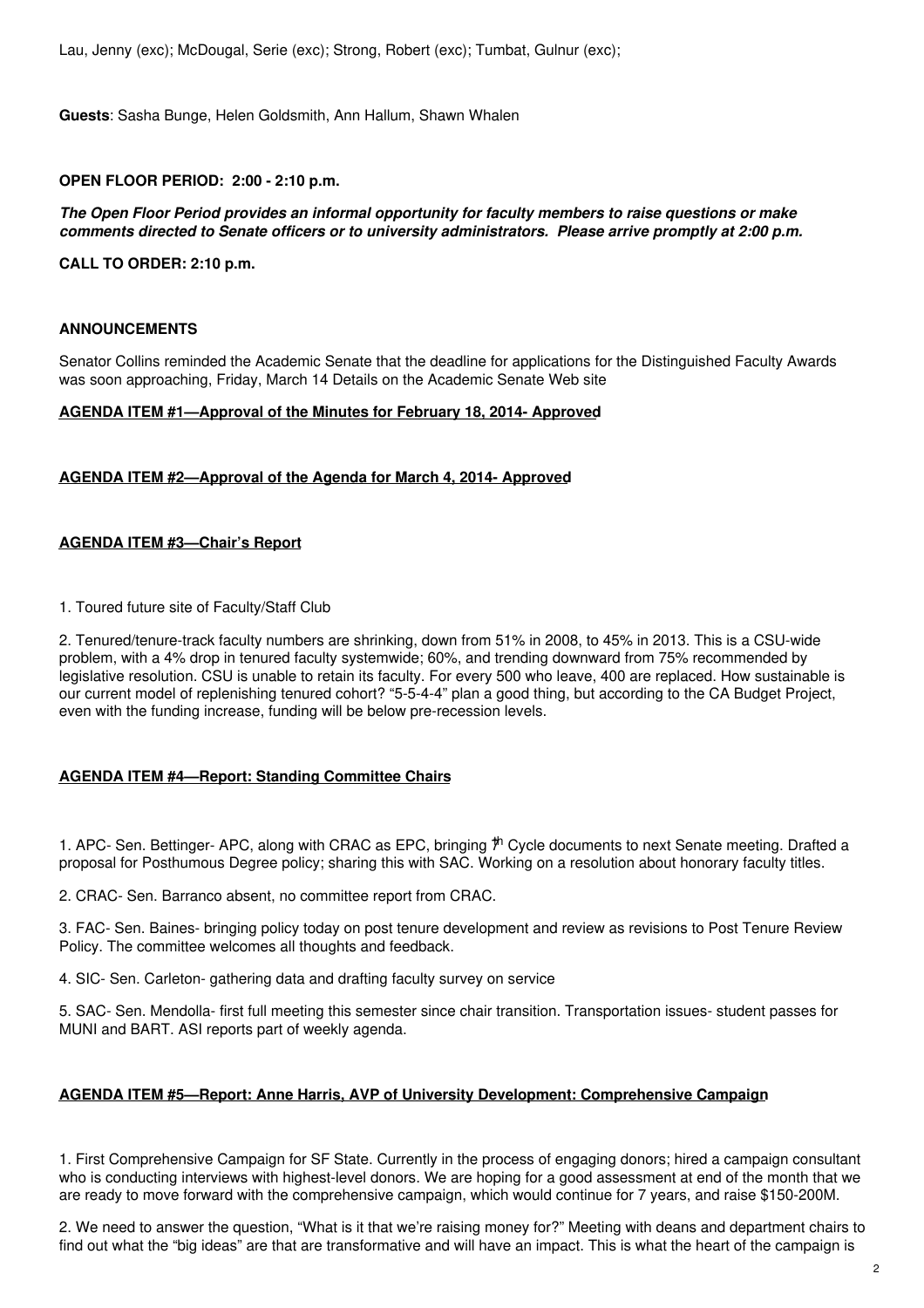Lau, Jenny (exc); McDougal, Serie (exc); Strong, Robert (exc); Tumbat, Gulnur (exc);

**Guests**: Sasha Bunge, Helen Goldsmith, Ann Hallum, Shawn Whalen

**OPEN FLOOR PERIOD: 2:00 - 2:10 p.m.**

***The Open Floor Period provides an informal opportunity for faculty members to raise questions or make comments directed to Senate officers or to university administrators. Please arrive promptly at 2:00 p.m.***

**CALL TO ORDER: 2:10 p.m.**

**ANNOUNCEMENTS**

Senator Collins reminded the Academic Senate that the deadline for applications for the Distinguished Faculty Awards was soon approaching, Friday, March 14 Details on the Academic Senate Web site

**AGENDA ITEM #1—Approval of the Minutes for February 18, 2014- Approved**

**AGENDA ITEM #2—Approval of the Agenda for March 4, 2014- Approved**

**AGENDA ITEM #3—Chair's Report**

1. Toured future site of Faculty/Staff Club

2. Tenured/tenure-track faculty numbers are shrinking, down from 51% in 2008, to 45% in 2013. This is a CSU-wide problem, with a 4% drop in tenured faculty systemwide; 60%, and trending downward from 75% recommended by legislative resolution. CSU is unable to retain its faculty. For every 500 who leave, 400 are replaced. How sustainable is our current model of replenishing tenured cohort? "5-5-4-4" plan a good thing, but according to the CA Budget Project, even with the funding increase, funding will be below pre-recession levels.

**AGENDA ITEM #4—Report: Standing Committee Chairs**

1. APC- Sen. Bettinger- APC, along with CRAC as EPC, bringing 7th Cycle documents to next Senate meeting. Drafted a proposal for Posthumous Degree policy; sharing this with SAC. Working on a resolution about honorary faculty titles.

2. CRAC- Sen. Barranco absent, no committee report from CRAC.

3. FAC- Sen. Baines- bringing policy today on post tenure development and review as revisions to Post Tenure Review Policy. The committee welcomes all thoughts and feedback.

4. SIC- Sen. Carleton- gathering data and drafting faculty survey on service

5. SAC- Sen. Mendolla- first full meeting this semester since chair transition. Transportation issues- student passes for MUNI and BART. ASI reports part of weekly agenda.

**AGENDA ITEM #5—Report: Anne Harris, AVP of University Development: Comprehensive Campaign**

1. First Comprehensive Campaign for SF State. Currently in the process of engaging donors; hired a campaign consultant who is conducting interviews with highest-level donors. We are hoping for a good assessment at end of the month that we are ready to move forward with the comprehensive campaign, which would continue for 7 years, and raise $150-200M.

2. We need to answer the question, "What is it that we're raising money for?" Meeting with deans and department chairs to find out what the "big ideas" are that are transformative and will have an impact. This is what the heart of the campaign is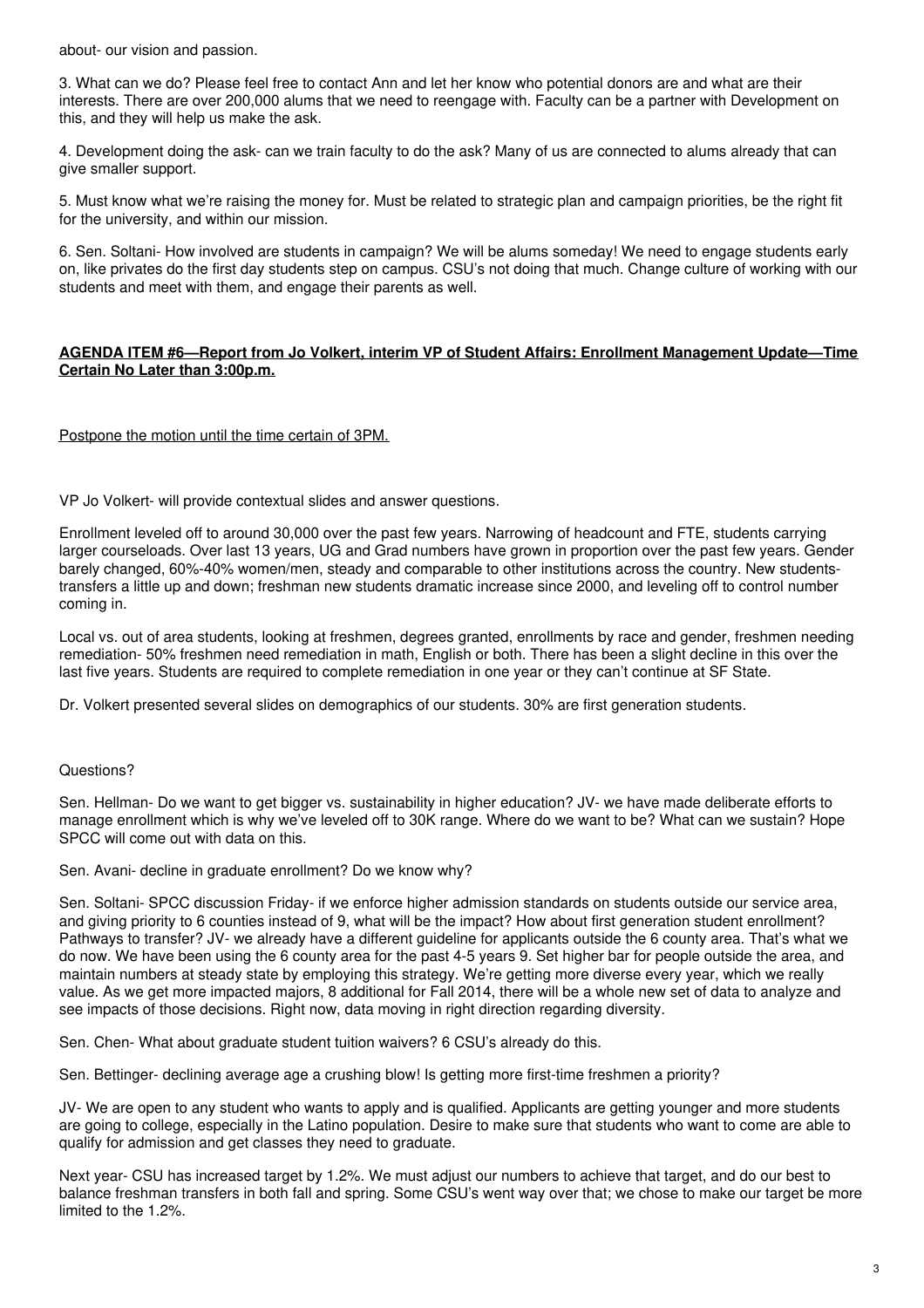about- our vision and passion.

3. What can we do? Please feel free to contact Ann and let her know who potential donors are and what are their interests. There are over 200,000 alums that we need to reengage with. Faculty can be a partner with Development on this, and they will help us make the ask.

4. Development doing the ask- can we train faculty to do the ask? Many of us are connected to alums already that can give smaller support.

5. Must know what we're raising the money for. Must be related to strategic plan and campaign priorities, be the right fit for the university, and within our mission.

6. Sen. Soltani- How involved are students in campaign? We will be alums someday! We need to engage students early on, like privates do the first day students step on campus. CSU's not doing that much. Change culture of working with our students and meet with them, and engage their parents as well.

**AGENDA ITEM #6—Report from Jo Volkert, interim VP of Student Affairs: Enrollment Management Update—Time Certain No Later than 3:00p.m.**

Postpone the motion until the time certain of 3PM.

VP Jo Volkert- will provide contextual slides and answer questions.

Enrollment leveled off to around 30,000 over the past few years. Narrowing of headcount and FTE, students carrying larger courseloads. Over last 13 years, UG and Grad numbers have grown in proportion over the past few years. Gender barely changed, 60%-40% women/men, steady and comparable to other institutions across the country. New students- transfers a little up and down; freshman new students dramatic increase since 2000, and leveling off to control number coming in.

Local vs. out of area students, looking at freshmen, degrees granted, enrollments by race and gender, freshmen needing remediation- 50% freshmen need remediation in math, English or both. There has been a slight decline in this over the last five years. Students are required to complete remediation in one year or they can't continue at SF State.

Dr. Volkert presented several slides on demographics of our students. 30% are first generation students.

Questions?

Sen. Hellman- Do we want to get bigger vs. sustainability in higher education? JV- we have made deliberate efforts to manage enrollment which is why we've leveled off to 30K range. Where do we want to be? What can we sustain? Hope SPCC will come out with data on this.

Sen. Avani- decline in graduate enrollment? Do we know why?

Sen. Soltani- SPCC discussion Friday- if we enforce higher admission standards on students outside our service area, and giving priority to 6 counties instead of 9, what will be the impact? How about first generation student enrollment? Pathways to transfer? JV- we already have a different guideline for applicants outside the 6 county area. That's what we do now. We have been using the 6 county area for the past 4-5 years 9. Set higher bar for people outside the area, and maintain numbers at steady state by employing this strategy. We're getting more diverse every year, which we really value. As we get more impacted majors, 8 additional for Fall 2014, there will be a whole new set of data to analyze and see impacts of those decisions. Right now, data moving in right direction regarding diversity.

Sen. Chen- What about graduate student tuition waivers? 6 CSU's already do this.

Sen. Bettinger- declining average age a crushing blow! Is getting more first-time freshmen a priority?

JV- We are open to any student who wants to apply and is qualified. Applicants are getting younger and more students are going to college, especially in the Latino population. Desire to make sure that students who want to come are able to qualify for admission and get classes they need to graduate.

Next year- CSU has increased target by 1.2%. We must adjust our numbers to achieve that target, and do our best to balance freshman transfers in both fall and spring. Some CSU's went way over that; we chose to make our target be more limited to the 1.2%.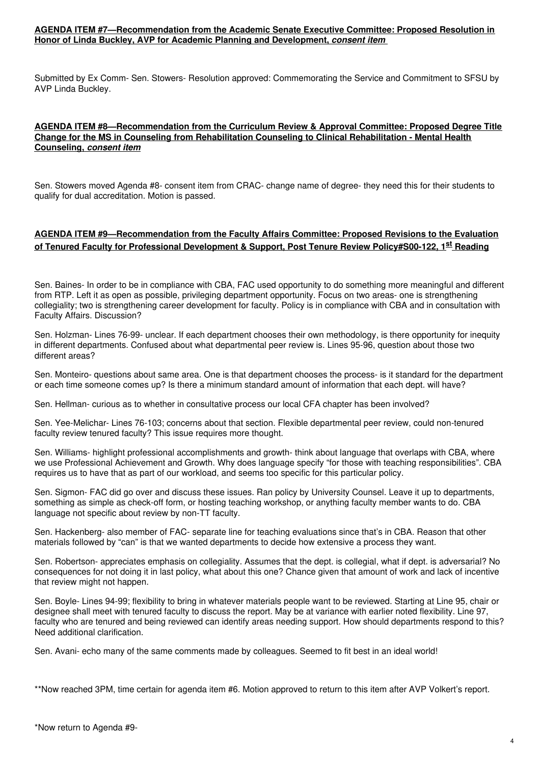**AGENDA ITEM #7—Recommendation from the Academic Senate Executive Committee: Proposed Resolution in Honor of Linda Buckley, AVP for Academic Planning and Development, *consent item***

Submitted by Ex Comm- Sen. Stowers- Resolution approved: Commemorating the Service and Commitment to SFSU by AVP Linda Buckley.

**AGENDA ITEM #8—Recommendation from the Curriculum Review & Approval Committee: Proposed Degree Title Change for the MS in Counseling from Rehabilitation Counseling to Clinical Rehabilitation - Mental Health Counseling, *consent item***

Sen. Stowers moved Agenda #8- consent item from CRAC- change name of degree- they need this for their students to qualify for dual accreditation. Motion is passed.

**AGENDA ITEM #9—Recommendation from the Faculty Affairs Committee: Proposed Revisions to the Evaluation of Tenured Faculty for Professional Development & Support, Post Tenure Review Policy#S00-122, 1st Reading**

Sen. Baines- In order to be in compliance with CBA, FAC used opportunity to do something more meaningful and different from RTP. Left it as open as possible, privileging department opportunity. Focus on two areas- one is strengthening collegiality; two is strengthening career development for faculty. Policy is in compliance with CBA and in consultation with Faculty Affairs. Discussion?

Sen. Holzman- Lines 76-99- unclear. If each department chooses their own methodology, is there opportunity for inequity in different departments. Confused about what departmental peer review is. Lines 95-96, question about those two different areas?

Sen. Monteiro- questions about same area. One is that department chooses the process- is it standard for the department or each time someone comes up? Is there a minimum standard amount of information that each dept. will have?

Sen. Hellman- curious as to whether in consultative process our local CFA chapter has been involved?

Sen. Yee-Melichar- Lines 76-103; concerns about that section. Flexible departmental peer review, could non-tenured faculty review tenured faculty? This issue requires more thought.

Sen. Williams- highlight professional accomplishments and growth- think about language that overlaps with CBA, where we use Professional Achievement and Growth. Why does language specify "for those with teaching responsibilities". CBA requires us to have that as part of our workload, and seems too specific for this particular policy.

Sen. Sigmon- FAC did go over and discuss these issues. Ran policy by University Counsel. Leave it up to departments, something as simple as check-off form, or hosting teaching workshop, or anything faculty member wants to do. CBA language not specific about review by non-TT faculty.

Sen. Hackenberg- also member of FAC- separate line for teaching evaluations since that's in CBA. Reason that other materials followed by "can" is that we wanted departments to decide how extensive a process they want.

Sen. Robertson- appreciates emphasis on collegiality. Assumes that the dept. is collegial, what if dept. is adversarial? No consequences for not doing it in last policy, what about this one? Chance given that amount of work and lack of incentive that review might not happen.

Sen. Boyle- Lines 94-99; flexibility to bring in whatever materials people want to be reviewed. Starting at Line 95, chair or designee shall meet with tenured faculty to discuss the report. May be at variance with earlier noted flexibility. Line 97, faculty who are tenured and being reviewed can identify areas needing support. How should departments respond to this? Need additional clarification.

Sen. Avani- echo many of the same comments made by colleagues. Seemed to fit best in an ideal world!

**Now reached 3PM, time certain for agenda item #6. Motion approved to return to this item after AVP Volkert's report.

*Now return to Agenda #9-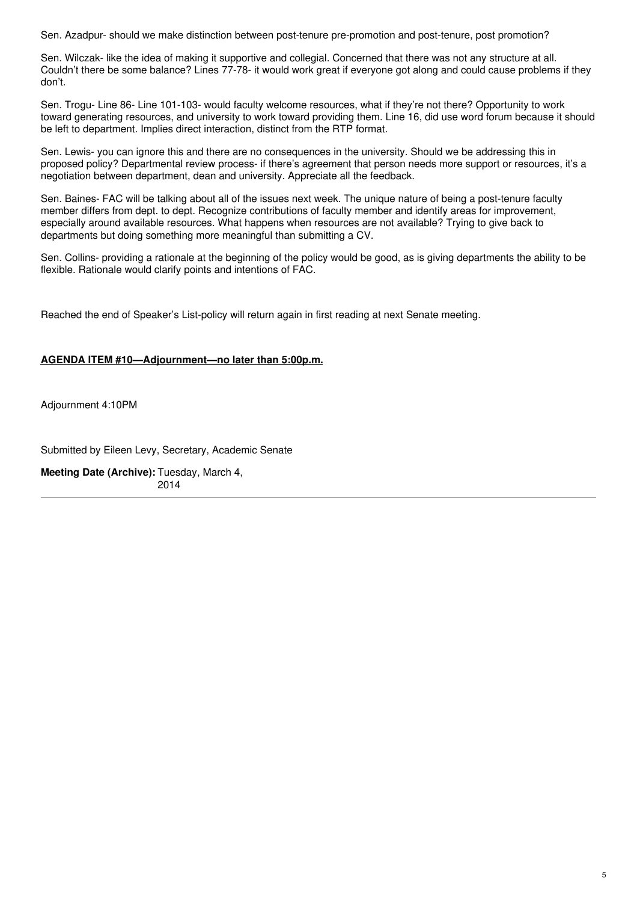Sen. Azadpur- should we make distinction between post-tenure pre-promotion and post-tenure, post promotion?

Sen. Wilczak- like the idea of making it supportive and collegial. Concerned that there was not any structure at all. Couldn't there be some balance? Lines 77-78- it would work great if everyone got along and could cause problems if they don't.

Sen. Trogu- Line 86- Line 101-103- would faculty welcome resources, what if they're not there? Opportunity to work toward generating resources, and university to work toward providing them. Line 16, did use word forum because it should be left to department. Implies direct interaction, distinct from the RTP format.

Sen. Lewis- you can ignore this and there are no consequences in the university. Should we be addressing this in proposed policy? Departmental review process- if there's agreement that person needs more support or resources, it's a negotiation between department, dean and university. Appreciate all the feedback.

Sen. Baines- FAC will be talking about all of the issues next week. The unique nature of being a post-tenure faculty member differs from dept. to dept. Recognize contributions of faculty member and identify areas for improvement, especially around available resources. What happens when resources are not available? Trying to give back to departments but doing something more meaningful than submitting a CV.

Sen. Collins- providing a rationale at the beginning of the policy would be good, as is giving departments the ability to be flexible. Rationale would clarify points and intentions of FAC.

Reached the end of Speaker's List-policy will return again in first reading at next Senate meeting.

**AGENDA ITEM #10—Adjournment—no later than 5:00p.m.**

Adjournment 4:10PM

Submitted by Eileen Levy, Secretary, Academic Senate

**Meeting Date (Archive):** Tuesday, March 4, 2014